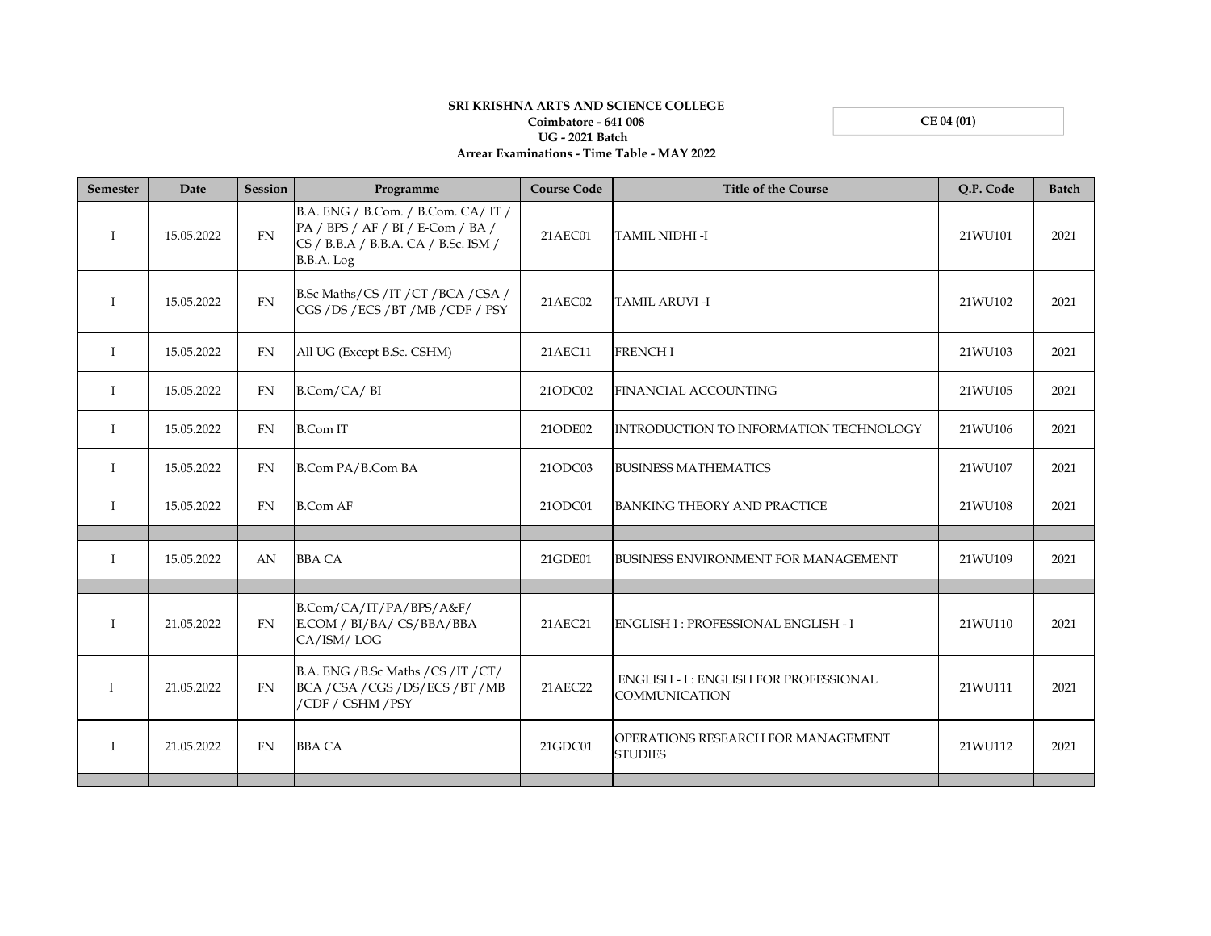**SRI KRISHNA ARTS AND SCIENCE COLLEGE**
**Coimbatore - 641 008**
**UG - 2021 Batch**
**Arrear Examinations - Time Table - MAY 2022**

**CE 04 (01)**

| Semester | Date | Session | Programme | Course Code | Title of the Course | Q.P. Code | Batch |
|---|---|---|---|---|---|---|---|
| I | 15.05.2022 | FN | B.A. ENG / B.Com. / B.Com. CA/ IT / PA / BPS / AF / BI / E-Com / BA / CS / B.B.A / B.B.A. CA / B.Sc. ISM / B.B.A. Log | 21AEC01 | TAMIL NIDHI -I | 21WU101 | 2021 |
| I | 15.05.2022 | FN | B.Sc Maths/CS /IT /CT /BCA /CSA / CGS /DS /ECS /BT /MB /CDF / PSY | 21AEC02 | TAMIL ARUVI -I | 21WU102 | 2021 |
| I | 15.05.2022 | FN | All UG (Except B.Sc. CSHM) | 21AEC11 | FRENCH I | 21WU103 | 2021 |
| I | 15.05.2022 | FN | B.Com/CA/ BI | 21ODC02 | FINANCIAL ACCOUNTING | 21WU105 | 2021 |
| I | 15.05.2022 | FN | B.Com IT | 21ODE02 | INTRODUCTION TO INFORMATION TECHNOLOGY | 21WU106 | 2021 |
| I | 15.05.2022 | FN | B.Com PA/B.Com BA | 21ODC03 | BUSINESS MATHEMATICS | 21WU107 | 2021 |
| I | 15.05.2022 | FN | B.Com AF | 21ODC01 | BANKING THEORY AND PRACTICE | 21WU108 | 2021 |
| | | | | | | | |
| I | 15.05.2022 | AN | BBA CA | 21GDE01 | BUSINESS ENVIRONMENT FOR MANAGEMENT | 21WU109 | 2021 |
| | | | | | | | |
| I | 21.05.2022 | FN | B.Com/CA/IT/PA/BPS/A&F/ E.COM / BI/BA/ CS/BBA/BBA CA/ISM/ LOG | 21AEC21 | ENGLISH I : PROFESSIONAL ENGLISH - I | 21WU110 | 2021 |
| I | 21.05.2022 | FN | B.A. ENG /B.Sc Maths /CS /IT /CT/ BCA /CSA /CGS /DS/ECS /BT /MB /CDF / CSHM /PSY | 21AEC22 | ENGLISH - I : ENGLISH FOR PROFESSIONAL COMMUNICATION | 21WU111 | 2021 |
| I | 21.05.2022 | FN | BBA CA | 21GDC01 | OPERATIONS RESEARCH FOR MANAGEMENT STUDIES | 21WU112 | 2021 |
| | | | | | | | |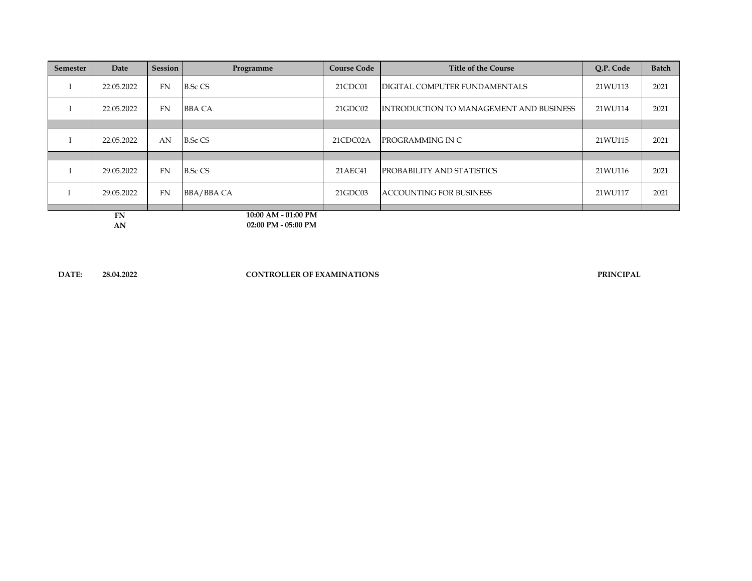| Semester | Date | Session | Programme | Course Code | Title of the Course | Q.P. Code | Batch |
|---|---|---|---|---|---|---|---|
| I | 22.05.2022 | FN | B.Sc CS | 21CDC01 | DIGITAL COMPUTER FUNDAMENTALS | 21WU113 | 2021 |
| I | 22.05.2022 | FN | BBA CA | 21GDC02 | INTRODUCTION TO MANAGEMENT AND BUSINESS | 21WU114 | 2021 |
| | | | | | | | |
| I | 22.05.2022 | AN | B.Sc CS | 21CDC02A | PROGRAMMING IN C | 21WU115 | 2021 |
| | | | | | | | |
| I | 29.05.2022 | FN | B.Sc CS | 21AEC41 | PROBABILITY AND STATISTICS | 21WU116 | 2021 |
| I | 29.05.2022 | FN | BBA/BBA CA | 21GDC03 | ACCOUNTING FOR BUSINESS | 21WU117 | 2021 |
| | | | | | | | |

**FN** **10:00 AM - 01:00 PM**

**AN** **02:00 PM - 05:00 PM**

**DATE:** **28.04.2022** **CONTROLLER OF EXAMINATIONS** **PRINCIPAL**